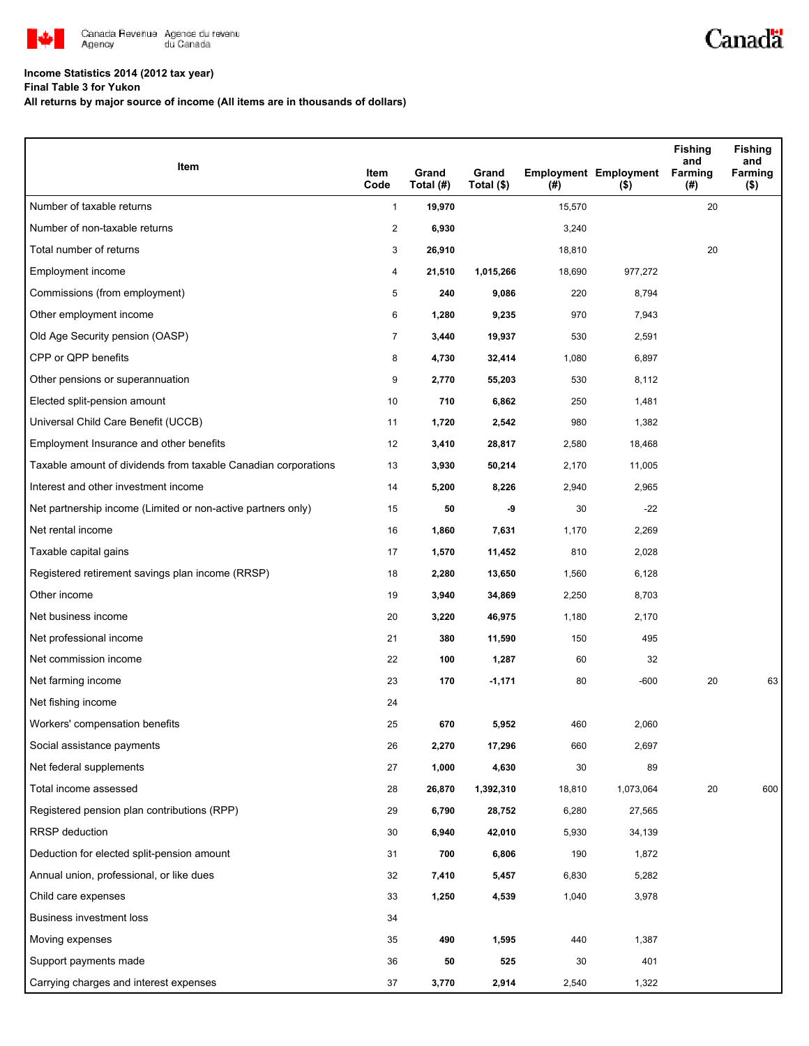**Income Statistics 2014 (2012 tax year)**

**Final Table 3 for Yukon**

**All returns by major source of income (All items are in thousands of dollars)**

| Item | Item Code | Grand Total (#) | Grand Total ($) | Employment (#) | Employment ($) | Fishing and Farming (#) | Fishing and Farming ($) |
|---|---|---|---|---|---|---|---|
| Number of taxable returns | 1 | **19,970** | | 15,570 | | 20 | |
| Number of non-taxable returns | 2 | **6,930** | | 3,240 | | | |
| Total number of returns | 3 | **26,910** | | 18,810 | | 20 | |
| Employment income | 4 | **21,510** | **1,015,266** | 18,690 | 977,272 | | |
| Commissions (from employment) | 5 | **240** | **9,086** | 220 | 8,794 | | |
| Other employment income | 6 | **1,280** | **9,235** | 970 | 7,943 | | |
| Old Age Security pension (OASP) | 7 | **3,440** | **19,937** | 530 | 2,591 | | |
| CPP or QPP benefits | 8 | **4,730** | **32,414** | 1,080 | 6,897 | | |
| Other pensions or superannuation | 9 | **2,770** | **55,203** | 530 | 8,112 | | |
| Elected split-pension amount | 10 | **710** | **6,862** | 250 | 1,481 | | |
| Universal Child Care Benefit (UCCB) | 11 | **1,720** | **2,542** | 980 | 1,382 | | |
| Employment Insurance and other benefits | 12 | **3,410** | **28,817** | 2,580 | 18,468 | | |
| Taxable amount of dividends from taxable Canadian corporations | 13 | **3,930** | **50,214** | 2,170 | 11,005 | | |
| Interest and other investment income | 14 | **5,200** | **8,226** | 2,940 | 2,965 | | |
| Net partnership income (Limited or non-active partners only) | 15 | **50** | **-9** | 30 | -22 | | |
| Net rental income | 16 | **1,860** | **7,631** | 1,170 | 2,269 | | |
| Taxable capital gains | 17 | **1,570** | **11,452** | 810 | 2,028 | | |
| Registered retirement savings plan income (RRSP) | 18 | **2,280** | **13,650** | 1,560 | 6,128 | | |
| Other income | 19 | **3,940** | **34,869** | 2,250 | 8,703 | | |
| Net business income | 20 | **3,220** | **46,975** | 1,180 | 2,170 | | |
| Net professional income | 21 | **380** | **11,590** | 150 | 495 | | |
| Net commission income | 22 | **100** | **1,287** | 60 | 32 | | |
| Net farming income | 23 | **170** | **-1,171** | 80 | -600 | 20 | 63 |
| Net fishing income | 24 | | | | | | |
| Workers' compensation benefits | 25 | **670** | **5,952** | 460 | 2,060 | | |
| Social assistance payments | 26 | **2,270** | **17,296** | 660 | 2,697 | | |
| Net federal supplements | 27 | **1,000** | **4,630** | 30 | 89 | | |
| Total income assessed | 28 | **26,870** | **1,392,310** | 18,810 | 1,073,064 | 20 | 600 |
| Registered pension plan contributions (RPP) | 29 | **6,790** | **28,752** | 6,280 | 27,565 | | |
| RRSP deduction | 30 | **6,940** | **42,010** | 5,930 | 34,139 | | |
| Deduction for elected split-pension amount | 31 | **700** | **6,806** | 190 | 1,872 | | |
| Annual union, professional, or like dues | 32 | **7,410** | **5,457** | 6,830 | 5,282 | | |
| Child care expenses | 33 | **1,250** | **4,539** | 1,040 | 3,978 | | |
| Business investment loss | 34 | | | | | | |
| Moving expenses | 35 | **490** | **1,595** | 440 | 1,387 | | |
| Support payments made | 36 | **50** | **525** | 30 | 401 | | |
| Carrying charges and interest expenses | 37 | **3,770** | **2,914** | 2,540 | 1,322 | | |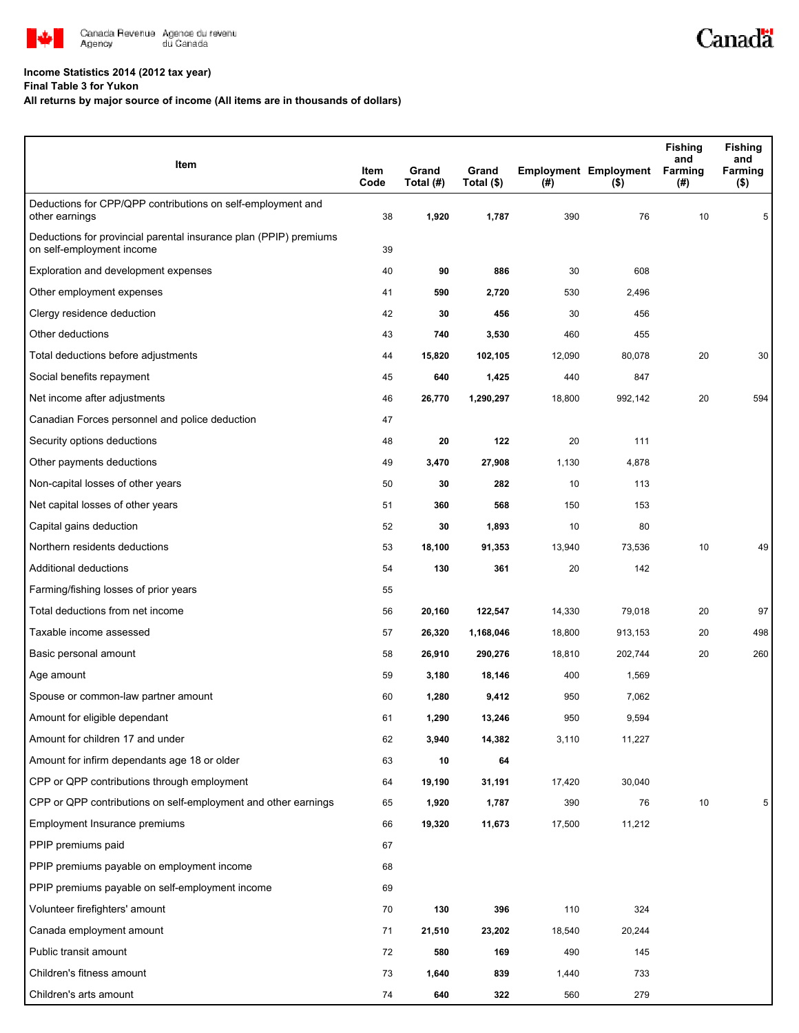**Income Statistics 2014 (2012 tax year)**

**Final Table 3 for Yukon**

**All returns by major source of income (All items are in thousands of dollars)**

| Item | Item Code | Grand Total (#) | Grand Total ($) | Employment (#) | Employment ($) | Fishing and Farming (#) | Fishing and Farming ($) |
|---|---|---|---|---|---|---|---|
| Deductions for CPP/QPP contributions on self-employment and other earnings | 38 | **1,920** | **1,787** | 390 | 76 | 10 | 5 |
| Deductions for provincial parental insurance plan (PPIP) premiums on self-employment income | 39 | | | | | | |
| Exploration and development expenses | 40 | **90** | **886** | 30 | 608 | | |
| Other employment expenses | 41 | **590** | **2,720** | 530 | 2,496 | | |
| Clergy residence deduction | 42 | **30** | **456** | 30 | 456 | | |
| Other deductions | 43 | **740** | **3,530** | 460 | 455 | | |
| Total deductions before adjustments | 44 | **15,820** | **102,105** | 12,090 | 80,078 | 20 | 30 |
| Social benefits repayment | 45 | **640** | **1,425** | 440 | 847 | | |
| Net income after adjustments | 46 | **26,770** | **1,290,297** | 18,800 | 992,142 | 20 | 594 |
| Canadian Forces personnel and police deduction | 47 | | | | | | |
| Security options deductions | 48 | **20** | **122** | 20 | 111 | | |
| Other payments deductions | 49 | **3,470** | **27,908** | 1,130 | 4,878 | | |
| Non-capital losses of other years | 50 | **30** | **282** | 10 | 113 | | |
| Net capital losses of other years | 51 | **360** | **568** | 150 | 153 | | |
| Capital gains deduction | 52 | **30** | **1,893** | 10 | 80 | | |
| Northern residents deductions | 53 | **18,100** | **91,353** | 13,940 | 73,536 | 10 | 49 |
| Additional deductions | 54 | **130** | **361** | 20 | 142 | | |
| Farming/fishing losses of prior years | 55 | | | | | | |
| Total deductions from net income | 56 | **20,160** | **122,547** | 14,330 | 79,018 | 20 | 97 |
| Taxable income assessed | 57 | **26,320** | **1,168,046** | 18,800 | 913,153 | 20 | 498 |
| Basic personal amount | 58 | **26,910** | **290,276** | 18,810 | 202,744 | 20 | 260 |
| Age amount | 59 | **3,180** | **18,146** | 400 | 1,569 | | |
| Spouse or common-law partner amount | 60 | **1,280** | **9,412** | 950 | 7,062 | | |
| Amount for eligible dependant | 61 | **1,290** | **13,246** | 950 | 9,594 | | |
| Amount for children 17 and under | 62 | **3,940** | **14,382** | 3,110 | 11,227 | | |
| Amount for infirm dependants age 18 or older | 63 | **10** | **64** | | | | |
| CPP or QPP contributions through employment | 64 | **19,190** | **31,191** | 17,420 | 30,040 | | |
| CPP or QPP contributions on self-employment and other earnings | 65 | **1,920** | **1,787** | 390 | 76 | 10 | 5 |
| Employment Insurance premiums | 66 | **19,320** | **11,673** | 17,500 | 11,212 | | |
| PPIP premiums paid | 67 | | | | | | |
| PPIP premiums payable on employment income | 68 | | | | | | |
| PPIP premiums payable on self-employment income | 69 | | | | | | |
| Volunteer firefighters' amount | 70 | **130** | **396** | 110 | 324 | | |
| Canada employment amount | 71 | **21,510** | **23,202** | 18,540 | 20,244 | | |
| Public transit amount | 72 | **580** | **169** | 490 | 145 | | |
| Children's fitness amount | 73 | **1,640** | **839** | 1,440 | 733 | | |
| Children's arts amount | 74 | **640** | **322** | 560 | 279 | | |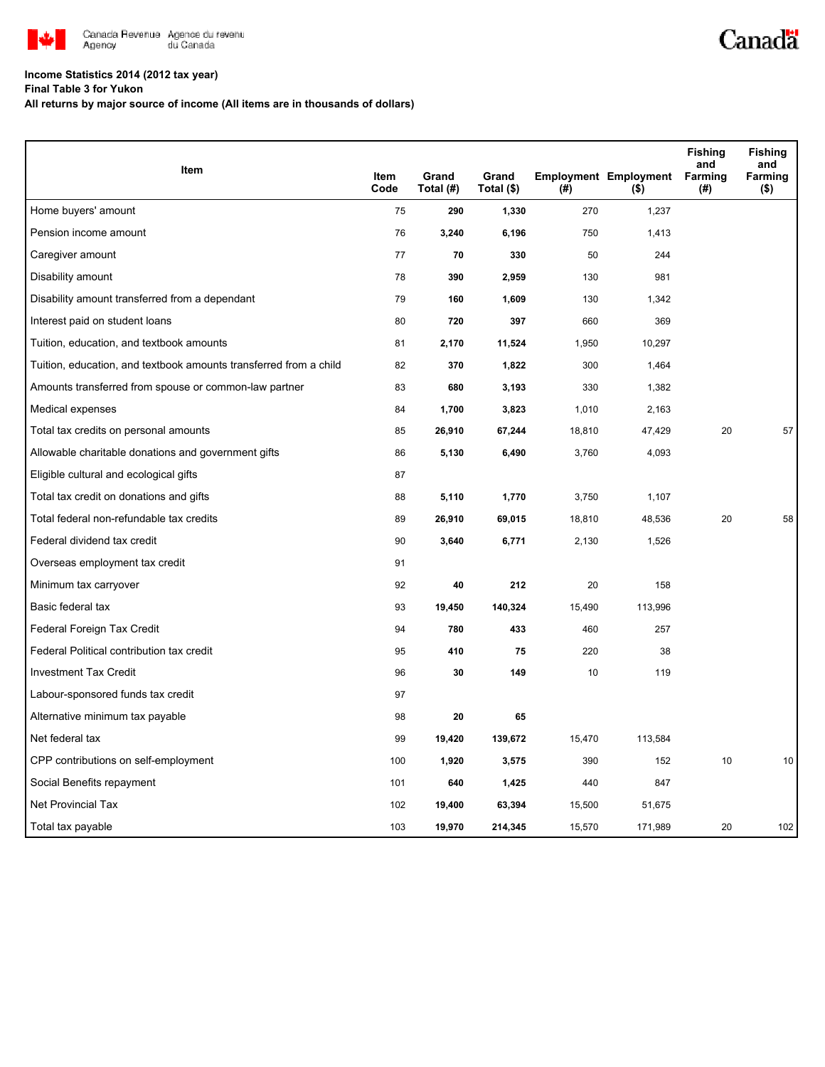Income Statistics 2014 (2012 tax year)

Final Table 3 for Yukon

All returns by major source of income (All items are in thousands of dollars)

| Item | Item Code | Grand Total (#) | Grand Total ($) | Employment (#) | Employment ($) | Fishing and Farming (#) | Fishing and Farming ($) |
|---|---|---|---|---|---|---|---|
| Home buyers' amount | 75 | **290** | **1,330** | 270 | 1,237 | | |
| Pension income amount | 76 | **3,240** | **6,196** | 750 | 1,413 | | |
| Caregiver amount | 77 | **70** | **330** | 50 | 244 | | |
| Disability amount | 78 | **390** | **2,959** | 130 | 981 | | |
| Disability amount transferred from a dependant | 79 | **160** | **1,609** | 130 | 1,342 | | |
| Interest paid on student loans | 80 | **720** | **397** | 660 | 369 | | |
| Tuition, education, and textbook amounts | 81 | **2,170** | **11,524** | 1,950 | 10,297 | | |
| Tuition, education, and textbook amounts transferred from a child | 82 | **370** | **1,822** | 300 | 1,464 | | |
| Amounts transferred from spouse or common-law partner | 83 | **680** | **3,193** | 330 | 1,382 | | |
| Medical expenses | 84 | **1,700** | **3,823** | 1,010 | 2,163 | | |
| Total tax credits on personal amounts | 85 | **26,910** | **67,244** | 18,810 | 47,429 | 20 | 57 |
| Allowable charitable donations and government gifts | 86 | **5,130** | **6,490** | 3,760 | 4,093 | | |
| Eligible cultural and ecological gifts | 87 | | | | | | |
| Total tax credit on donations and gifts | 88 | **5,110** | **1,770** | 3,750 | 1,107 | | |
| Total federal non-refundable tax credits | 89 | **26,910** | **69,015** | 18,810 | 48,536 | 20 | 58 |
| Federal dividend tax credit | 90 | **3,640** | **6,771** | 2,130 | 1,526 | | |
| Overseas employment tax credit | 91 | | | | | | |
| Minimum tax carryover | 92 | **40** | **212** | 20 | 158 | | |
| Basic federal tax | 93 | **19,450** | **140,324** | 15,490 | 113,996 | | |
| Federal Foreign Tax Credit | 94 | **780** | **433** | 460 | 257 | | |
| Federal Political contribution tax credit | 95 | **410** | **75** | 220 | 38 | | |
| Investment Tax Credit | 96 | **30** | **149** | 10 | 119 | | |
| Labour-sponsored funds tax credit | 97 | | | | | | |
| Alternative minimum tax payable | 98 | **20** | **65** | | | | |
| Net federal tax | 99 | **19,420** | **139,672** | 15,470 | 113,584 | | |
| CPP contributions on self-employment | 100 | **1,920** | **3,575** | 390 | 152 | 10 | 10 |
| Social Benefits repayment | 101 | **640** | **1,425** | 440 | 847 | | |
| Net Provincial Tax | 102 | **19,400** | **63,394** | 15,500 | 51,675 | | |
| Total tax payable | 103 | **19,970** | **214,345** | 15,570 | 171,989 | 20 | 102 |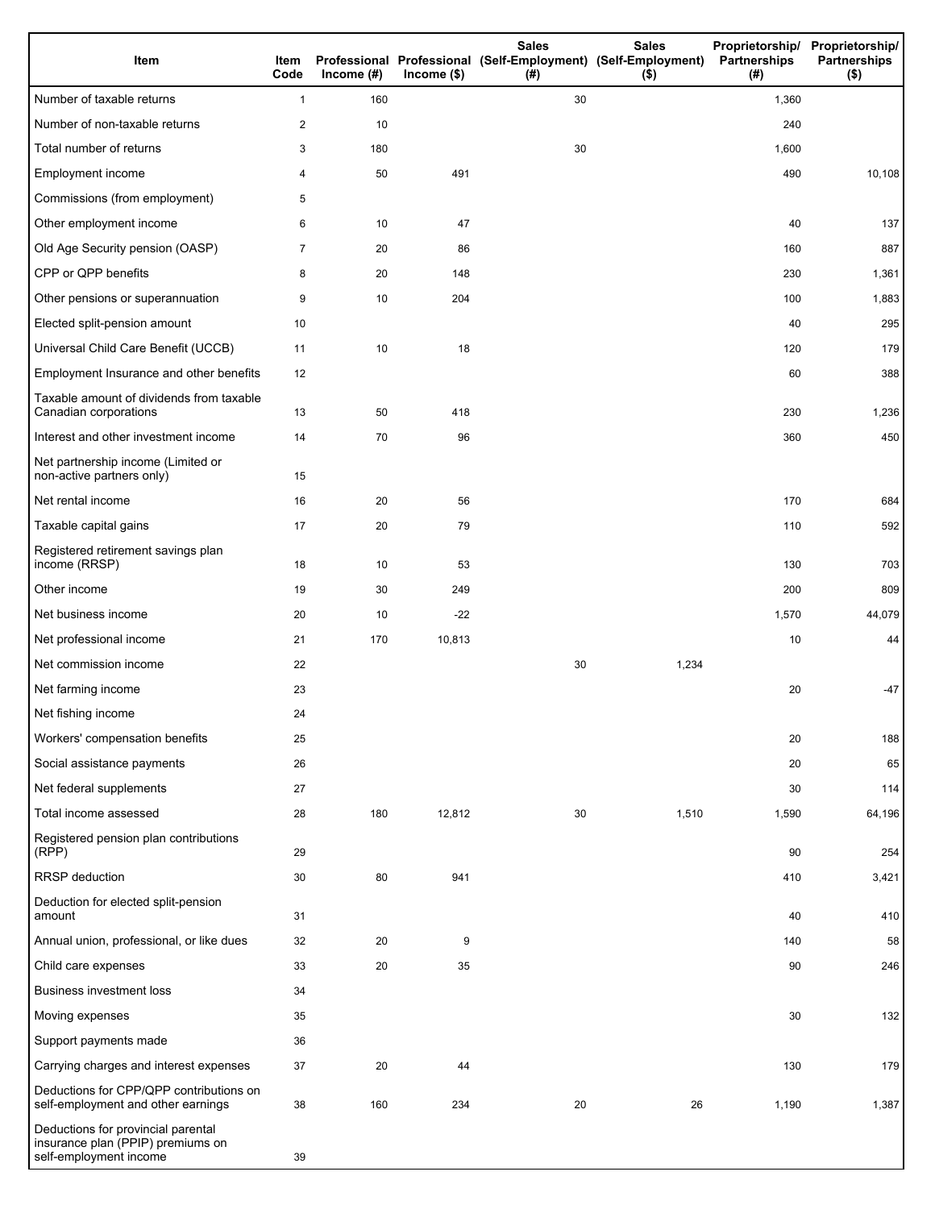| Item | Item Code | Professional Income (#) | Professional Income ($) | Sales (Self-Employment) (#) | Sales (Self-Employment) ($) | Proprietorship/ Partnerships (#) | Proprietorship/ Partnerships ($) |
|---|---|---|---|---|---|---|---|
| Number of taxable returns | 1 | 160 | | 30 | | 1,360 | |
| Number of non-taxable returns | 2 | 10 | | | | 240 | |
| Total number of returns | 3 | 180 | | 30 | | 1,600 | |
| Employment income | 4 | 50 | 491 | | | 490 | 10,108 |
| Commissions (from employment) | 5 | | | | | | |
| Other employment income | 6 | 10 | 47 | | | 40 | 137 |
| Old Age Security pension (OASP) | 7 | 20 | 86 | | | 160 | 887 |
| CPP or QPP benefits | 8 | 20 | 148 | | | 230 | 1,361 |
| Other pensions or superannuation | 9 | 10 | 204 | | | 100 | 1,883 |
| Elected split-pension amount | 10 | | | | | 40 | 295 |
| Universal Child Care Benefit (UCCB) | 11 | 10 | 18 | | | 120 | 179 |
| Employment Insurance and other benefits | 12 | | | | | 60 | 388 |
| Taxable amount of dividends from taxable Canadian corporations | 13 | 50 | 418 | | | 230 | 1,236 |
| Interest and other investment income | 14 | 70 | 96 | | | 360 | 450 |
| Net partnership income (Limited or non-active partners only) | 15 | | | | | | |
| Net rental income | 16 | 20 | 56 | | | 170 | 684 |
| Taxable capital gains | 17 | 20 | 79 | | | 110 | 592 |
| Registered retirement savings plan income (RRSP) | 18 | 10 | 53 | | | 130 | 703 |
| Other income | 19 | 30 | 249 | | | 200 | 809 |
| Net business income | 20 | 10 | -22 | | | 1,570 | 44,079 |
| Net professional income | 21 | 170 | 10,813 | | | 10 | 44 |
| Net commission income | 22 | | | 30 | 1,234 | | |
| Net farming income | 23 | | | | | 20 | -47 |
| Net fishing income | 24 | | | | | | |
| Workers' compensation benefits | 25 | | | | | 20 | 188 |
| Social assistance payments | 26 | | | | | 20 | 65 |
| Net federal supplements | 27 | | | | | 30 | 114 |
| Total income assessed | 28 | 180 | 12,812 | 30 | 1,510 | 1,590 | 64,196 |
| Registered pension plan contributions (RPP) | 29 | | | | | 90 | 254 |
| RRSP deduction | 30 | 80 | 941 | | | 410 | 3,421 |
| Deduction for elected split-pension amount | 31 | | | | | 40 | 410 |
| Annual union, professional, or like dues | 32 | 20 | 9 | | | 140 | 58 |
| Child care expenses | 33 | 20 | 35 | | | 90 | 246 |
| Business investment loss | 34 | | | | | | |
| Moving expenses | 35 | | | | | 30 | 132 |
| Support payments made | 36 | | | | | | |
| Carrying charges and interest expenses | 37 | 20 | 44 | | | 130 | 179 |
| Deductions for CPP/QPP contributions on self-employment and other earnings | 38 | 160 | 234 | 20 | 26 | 1,190 | 1,387 |
| Deductions for provincial parental insurance plan (PPIP) premiums on self-employment income | 39 | | | | | | |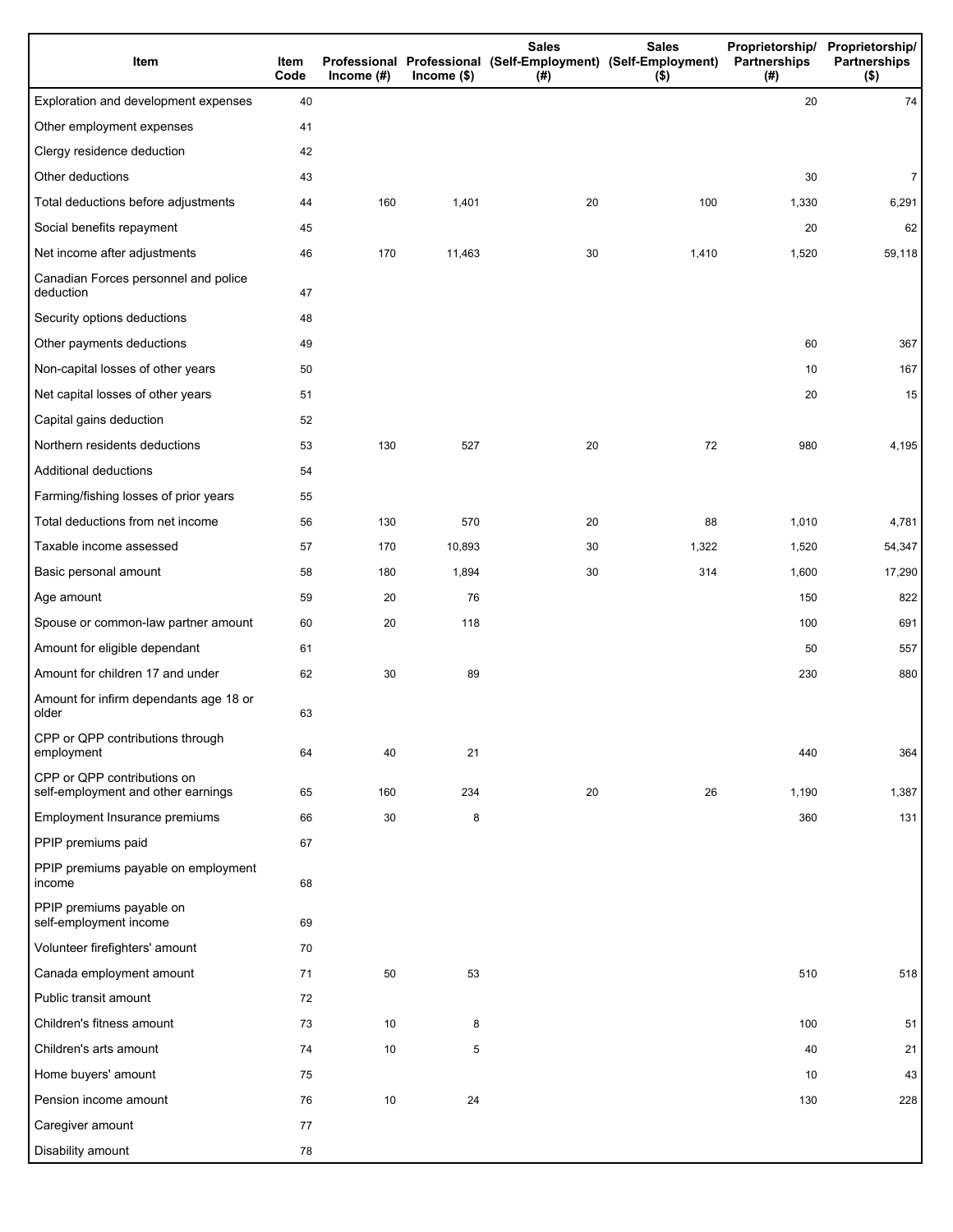| Item | Item Code | Professional Income (#) | Professional Income ($) | Sales (Self-Employment) (#) | Sales (Self-Employment) ($) | Proprietorship/ Partnerships (#) | Proprietorship/ Partnerships ($) |
|---|---|---|---|---|---|---|---|
| Exploration and development expenses | 40 | | | | | 20 | 74 |
| Other employment expenses | 41 | | | | | | |
| Clergy residence deduction | 42 | | | | | | |
| Other deductions | 43 | | | | | 30 | 7 |
| Total deductions before adjustments | 44 | 160 | 1,401 | 20 | 100 | 1,330 | 6,291 |
| Social benefits repayment | 45 | | | | | 20 | 62 |
| Net income after adjustments | 46 | 170 | 11,463 | 30 | 1,410 | 1,520 | 59,118 |
| Canadian Forces personnel and police deduction | 47 | | | | | | |
| Security options deductions | 48 | | | | | | |
| Other payments deductions | 49 | | | | | 60 | 367 |
| Non-capital losses of other years | 50 | | | | | 10 | 167 |
| Net capital losses of other years | 51 | | | | | 20 | 15 |
| Capital gains deduction | 52 | | | | | | |
| Northern residents deductions | 53 | 130 | 527 | 20 | 72 | 980 | 4,195 |
| Additional deductions | 54 | | | | | | |
| Farming/fishing losses of prior years | 55 | | | | | | |
| Total deductions from net income | 56 | 130 | 570 | 20 | 88 | 1,010 | 4,781 |
| Taxable income assessed | 57 | 170 | 10,893 | 30 | 1,322 | 1,520 | 54,347 |
| Basic personal amount | 58 | 180 | 1,894 | 30 | 314 | 1,600 | 17,290 |
| Age amount | 59 | 20 | 76 | | | 150 | 822 |
| Spouse or common-law partner amount | 60 | 20 | 118 | | | 100 | 691 |
| Amount for eligible dependant | 61 | | | | | 50 | 557 |
| Amount for children 17 and under | 62 | 30 | 89 | | | 230 | 880 |
| Amount for infirm dependants age 18 or older | 63 | | | | | | |
| CPP or QPP contributions through employment | 64 | 40 | 21 | | | 440 | 364 |
| CPP or QPP contributions on self-employment and other earnings | 65 | 160 | 234 | 20 | 26 | 1,190 | 1,387 |
| Employment Insurance premiums | 66 | 30 | 8 | | | 360 | 131 |
| PPIP premiums paid | 67 | | | | | | |
| PPIP premiums payable on employment income | 68 | | | | | | |
| PPIP premiums payable on self-employment income | 69 | | | | | | |
| Volunteer firefighters' amount | 70 | | | | | | |
| Canada employment amount | 71 | 50 | 53 | | | 510 | 518 |
| Public transit amount | 72 | | | | | | |
| Children's fitness amount | 73 | 10 | 8 | | | 100 | 51 |
| Children's arts amount | 74 | 10 | 5 | | | 40 | 21 |
| Home buyers' amount | 75 | | | | | 10 | 43 |
| Pension income amount | 76 | 10 | 24 | | | 130 | 228 |
| Caregiver amount | 77 | | | | | | |
| Disability amount | 78 | | | | | | |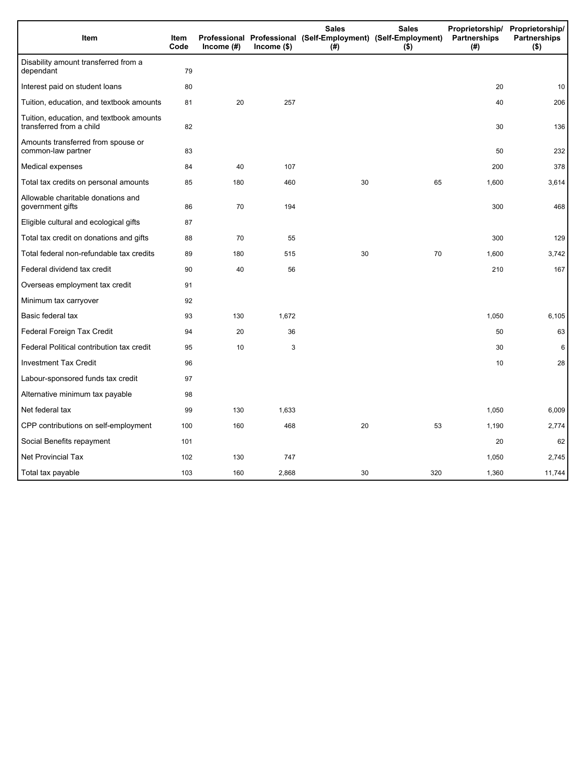| Item | Item Code | Professional Income (#) | Professional Income ($) | Sales (Self-Employment) (#) | Sales (Self-Employment) ($) | Proprietorship/ Partnerships (#) | Proprietorship/ Partnerships ($) |
|---|---|---|---|---|---|---|---|
| Disability amount transferred from a dependant | 79 | | | | | | |
| Interest paid on student loans | 80 | | | | | 20 | 10 |
| Tuition, education, and textbook amounts | 81 | 20 | 257 | | | 40 | 206 |
| Tuition, education, and textbook amounts transferred from a child | 82 | | | | | 30 | 136 |
| Amounts transferred from spouse or common-law partner | 83 | | | | | 50 | 232 |
| Medical expenses | 84 | 40 | 107 | | | 200 | 378 |
| Total tax credits on personal amounts | 85 | 180 | 460 | 30 | 65 | 1,600 | 3,614 |
| Allowable charitable donations and government gifts | 86 | 70 | 194 | | | 300 | 468 |
| Eligible cultural and ecological gifts | 87 | | | | | | |
| Total tax credit on donations and gifts | 88 | 70 | 55 | | | 300 | 129 |
| Total federal non-refundable tax credits | 89 | 180 | 515 | 30 | 70 | 1,600 | 3,742 |
| Federal dividend tax credit | 90 | 40 | 56 | | | 210 | 167 |
| Overseas employment tax credit | 91 | | | | | | |
| Minimum tax carryover | 92 | | | | | | |
| Basic federal tax | 93 | 130 | 1,672 | | | 1,050 | 6,105 |
| Federal Foreign Tax Credit | 94 | 20 | 36 | | | 50 | 63 |
| Federal Political contribution tax credit | 95 | 10 | 3 | | | 30 | 6 |
| Investment Tax Credit | 96 | | | | | 10 | 28 |
| Labour-sponsored funds tax credit | 97 | | | | | | |
| Alternative minimum tax payable | 98 | | | | | | |
| Net federal tax | 99 | 130 | 1,633 | | | 1,050 | 6,009 |
| CPP contributions on self-employment | 100 | 160 | 468 | 20 | 53 | 1,190 | 2,774 |
| Social Benefits repayment | 101 | | | | | 20 | 62 |
| Net Provincial Tax | 102 | 130 | 747 | | | 1,050 | 2,745 |
| Total tax payable | 103 | 160 | 2,868 | 30 | 320 | 1,360 | 11,744 |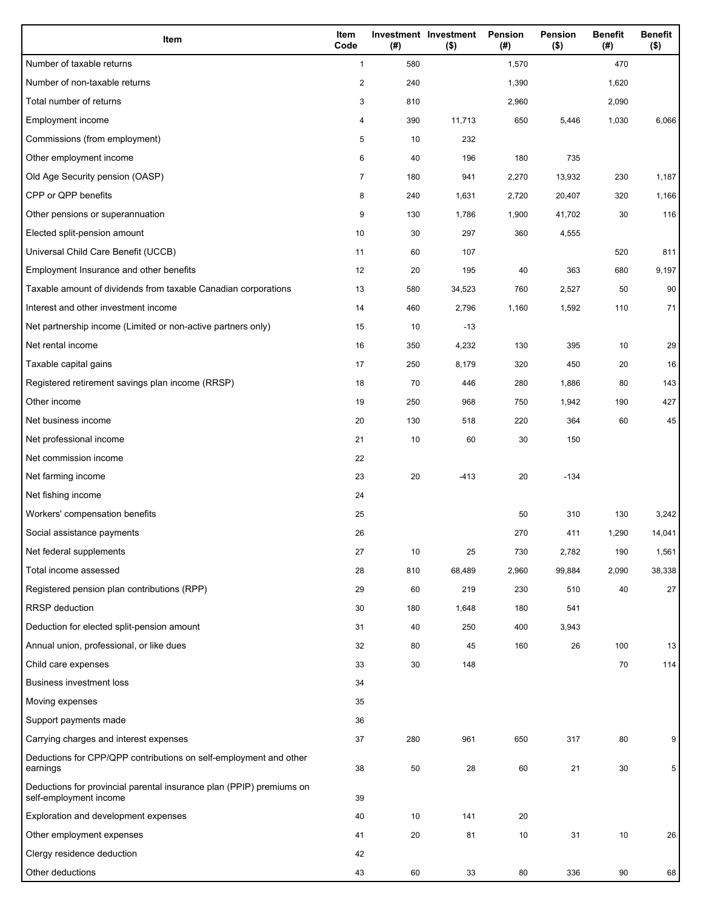| Item | Item Code | Investment (#) | Investment ($) | Pension (#) | Pension ($) | Benefit (#) | Benefit ($) |
|---|---|---|---|---|---|---|---|
| Number of taxable returns | 1 | 580 | | 1,570 | | 470 | |
| Number of non-taxable returns | 2 | 240 | | 1,390 | | 1,620 | |
| Total number of returns | 3 | 810 | | 2,960 | | 2,090 | |
| Employment income | 4 | 390 | 11,713 | 650 | 5,446 | 1,030 | 6,066 |
| Commissions (from employment) | 5 | 10 | 232 | | | | |
| Other employment income | 6 | 40 | 196 | 180 | 735 | | |
| Old Age Security pension (OASP) | 7 | 180 | 941 | 2,270 | 13,932 | 230 | 1,187 |
| CPP or QPP benefits | 8 | 240 | 1,631 | 2,720 | 20,407 | 320 | 1,166 |
| Other pensions or superannuation | 9 | 130 | 1,786 | 1,900 | 41,702 | 30 | 116 |
| Elected split-pension amount | 10 | 30 | 297 | 360 | 4,555 | | |
| Universal Child Care Benefit (UCCB) | 11 | 60 | 107 | | | 520 | 811 |
| Employment Insurance and other benefits | 12 | 20 | 195 | 40 | 363 | 680 | 9,197 |
| Taxable amount of dividends from taxable Canadian corporations | 13 | 580 | 34,523 | 760 | 2,527 | 50 | 90 |
| Interest and other investment income | 14 | 460 | 2,796 | 1,160 | 1,592 | 110 | 71 |
| Net partnership income (Limited or non-active partners only) | 15 | 10 | -13 | | | | |
| Net rental income | 16 | 350 | 4,232 | 130 | 395 | 10 | 29 |
| Taxable capital gains | 17 | 250 | 8,179 | 320 | 450 | 20 | 16 |
| Registered retirement savings plan income (RRSP) | 18 | 70 | 446 | 280 | 1,886 | 80 | 143 |
| Other income | 19 | 250 | 968 | 750 | 1,942 | 190 | 427 |
| Net business income | 20 | 130 | 518 | 220 | 364 | 60 | 45 |
| Net professional income | 21 | 10 | 60 | 30 | 150 | | |
| Net commission income | 22 | | | | | | |
| Net farming income | 23 | 20 | -413 | 20 | -134 | | |
| Net fishing income | 24 | | | | | | |
| Workers' compensation benefits | 25 | | | 50 | 310 | 130 | 3,242 |
| Social assistance payments | 26 | | | 270 | 411 | 1,290 | 14,041 |
| Net federal supplements | 27 | 10 | 25 | 730 | 2,782 | 190 | 1,561 |
| Total income assessed | 28 | 810 | 68,489 | 2,960 | 99,884 | 2,090 | 38,338 |
| Registered pension plan contributions (RPP) | 29 | 60 | 219 | 230 | 510 | 40 | 27 |
| RRSP deduction | 30 | 180 | 1,648 | 180 | 541 | | |
| Deduction for elected split-pension amount | 31 | 40 | 250 | 400 | 3,943 | | |
| Annual union, professional, or like dues | 32 | 80 | 45 | 160 | 26 | 100 | 13 |
| Child care expenses | 33 | 30 | 148 | | | 70 | 114 |
| Business investment loss | 34 | | | | | | |
| Moving expenses | 35 | | | | | | |
| Support payments made | 36 | | | | | | |
| Carrying charges and interest expenses | 37 | 280 | 961 | 650 | 317 | 80 | 9 |
| Deductions for CPP/QPP contributions on self-employment and other earnings | 38 | 50 | 28 | 60 | 21 | 30 | 5 |
| Deductions for provincial parental insurance plan (PPIP) premiums on self-employment income | 39 | | | | | | |
| Exploration and development expenses | 40 | 10 | 141 | 20 | | | |
| Other employment expenses | 41 | 20 | 81 | 10 | 31 | 10 | 26 |
| Clergy residence deduction | 42 | | | | | | |
| Other deductions | 43 | 60 | 33 | 80 | 336 | 90 | 68 |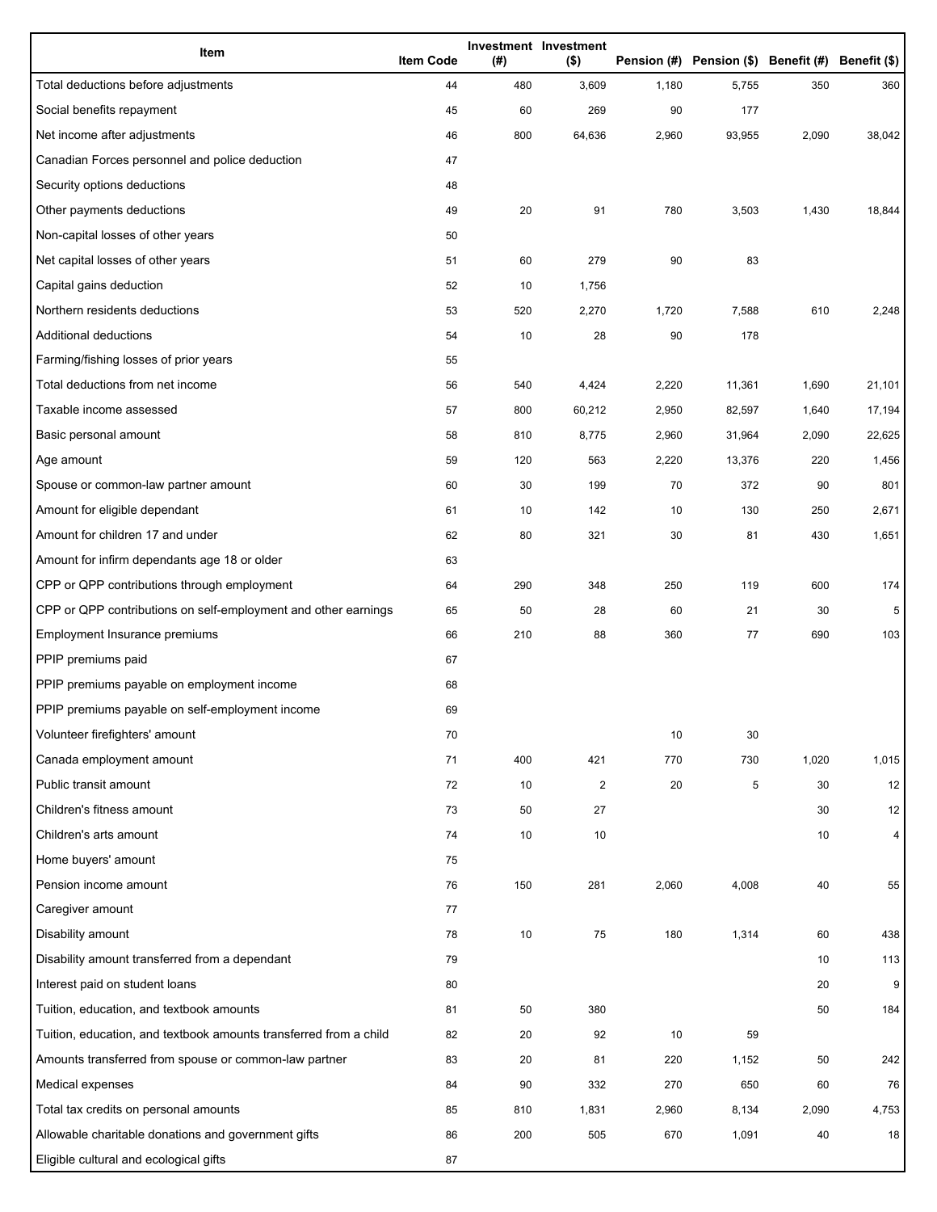| Item | Item Code | Investment (#) | Investment ($) | Pension (#) | Pension ($) | Benefit (#) | Benefit ($) |
|---|---|---|---|---|---|---|---|
| Total deductions before adjustments | 44 | 480 | 3,609 | 1,180 | 5,755 | 350 | 360 |
| Social benefits repayment | 45 | 60 | 269 | 90 | 177 | | |
| Net income after adjustments | 46 | 800 | 64,636 | 2,960 | 93,955 | 2,090 | 38,042 |
| Canadian Forces personnel and police deduction | 47 | | | | | | |
| Security options deductions | 48 | | | | | | |
| Other payments deductions | 49 | 20 | 91 | 780 | 3,503 | 1,430 | 18,844 |
| Non-capital losses of other years | 50 | | | | | | |
| Net capital losses of other years | 51 | 60 | 279 | 90 | 83 | | |
| Capital gains deduction | 52 | 10 | 1,756 | | | | |
| Northern residents deductions | 53 | 520 | 2,270 | 1,720 | 7,588 | 610 | 2,248 |
| Additional deductions | 54 | 10 | 28 | 90 | 178 | | |
| Farming/fishing losses of prior years | 55 | | | | | | |
| Total deductions from net income | 56 | 540 | 4,424 | 2,220 | 11,361 | 1,690 | 21,101 |
| Taxable income assessed | 57 | 800 | 60,212 | 2,950 | 82,597 | 1,640 | 17,194 |
| Basic personal amount | 58 | 810 | 8,775 | 2,960 | 31,964 | 2,090 | 22,625 |
| Age amount | 59 | 120 | 563 | 2,220 | 13,376 | 220 | 1,456 |
| Spouse or common-law partner amount | 60 | 30 | 199 | 70 | 372 | 90 | 801 |
| Amount for eligible dependant | 61 | 10 | 142 | 10 | 130 | 250 | 2,671 |
| Amount for children 17 and under | 62 | 80 | 321 | 30 | 81 | 430 | 1,651 |
| Amount for infirm dependants age 18 or older | 63 | | | | | | |
| CPP or QPP contributions through employment | 64 | 290 | 348 | 250 | 119 | 600 | 174 |
| CPP or QPP contributions on self-employment and other earnings | 65 | 50 | 28 | 60 | 21 | 30 | 5 |
| Employment Insurance premiums | 66 | 210 | 88 | 360 | 77 | 690 | 103 |
| PPIP premiums paid | 67 | | | | | | |
| PPIP premiums payable on employment income | 68 | | | | | | |
| PPIP premiums payable on self-employment income | 69 | | | | | | |
| Volunteer firefighters' amount | 70 | | | 10 | 30 | | |
| Canada employment amount | 71 | 400 | 421 | 770 | 730 | 1,020 | 1,015 |
| Public transit amount | 72 | 10 | 2 | 20 | 5 | 30 | 12 |
| Children's fitness amount | 73 | 50 | 27 | | | 30 | 12 |
| Children's arts amount | 74 | 10 | 10 | | | 10 | 4 |
| Home buyers' amount | 75 | | | | | | |
| Pension income amount | 76 | 150 | 281 | 2,060 | 4,008 | 40 | 55 |
| Caregiver amount | 77 | | | | | | |
| Disability amount | 78 | 10 | 75 | 180 | 1,314 | 60 | 438 |
| Disability amount transferred from a dependant | 79 | | | | | 10 | 113 |
| Interest paid on student loans | 80 | | | | | 20 | 9 |
| Tuition, education, and textbook amounts | 81 | 50 | 380 | | | 50 | 184 |
| Tuition, education, and textbook amounts transferred from a child | 82 | 20 | 92 | 10 | 59 | | |
| Amounts transferred from spouse or common-law partner | 83 | 20 | 81 | 220 | 1,152 | 50 | 242 |
| Medical expenses | 84 | 90 | 332 | 270 | 650 | 60 | 76 |
| Total tax credits on personal amounts | 85 | 810 | 1,831 | 2,960 | 8,134 | 2,090 | 4,753 |
| Allowable charitable donations and government gifts | 86 | 200 | 505 | 670 | 1,091 | 40 | 18 |
| Eligible cultural and ecological gifts | 87 | | | | | | |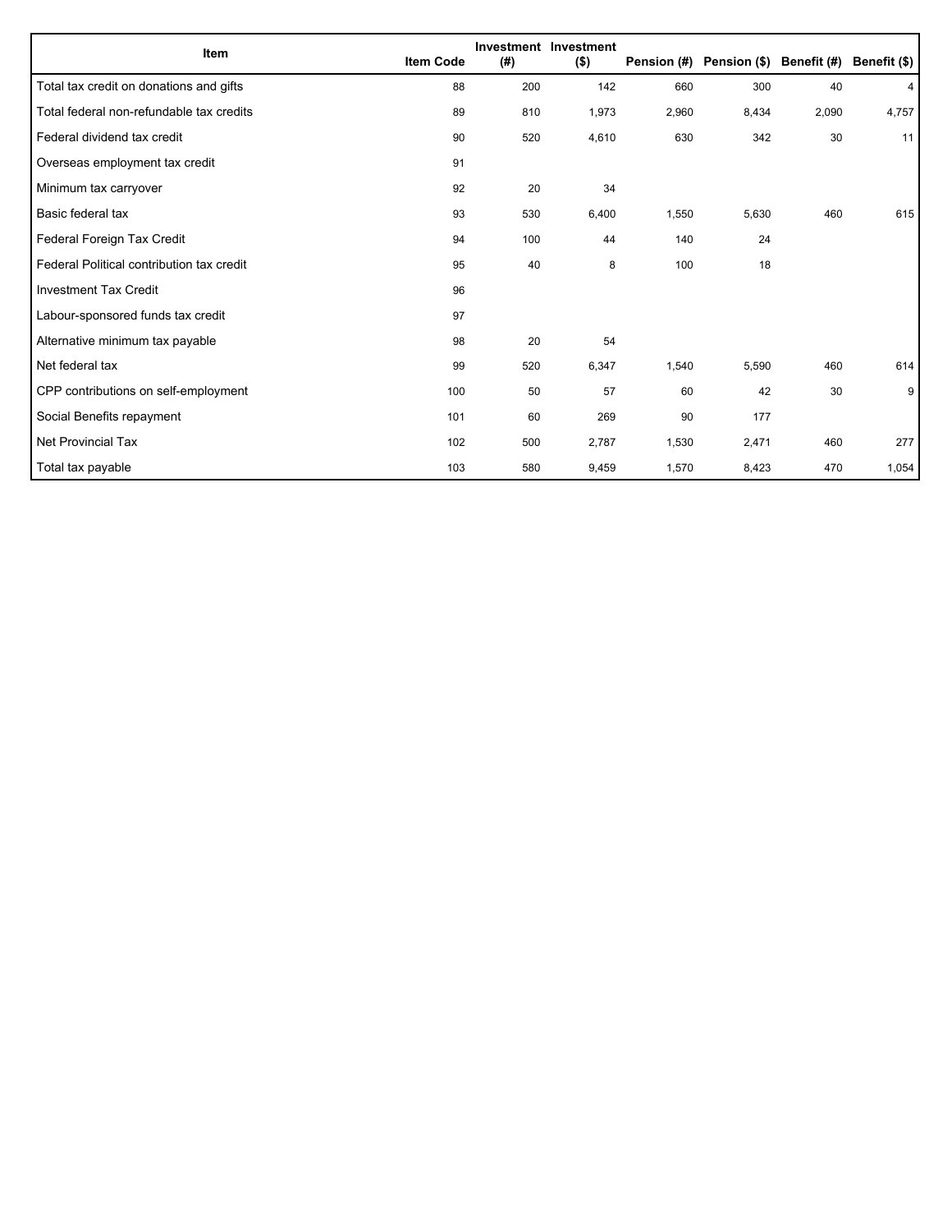| Item | Item Code | Investment (#) | Investment ($) | Pension (#) | Pension ($) | Benefit (#) | Benefit ($) |
|---|---|---|---|---|---|---|---|
| Total tax credit on donations and gifts | 88 | 200 | 142 | 660 | 300 | 40 | 4 |
| Total federal non-refundable tax credits | 89 | 810 | 1,973 | 2,960 | 8,434 | 2,090 | 4,757 |
| Federal dividend tax credit | 90 | 520 | 4,610 | 630 | 342 | 30 | 11 |
| Overseas employment tax credit | 91 | | | | | | |
| Minimum tax carryover | 92 | 20 | 34 | | | | |
| Basic federal tax | 93 | 530 | 6,400 | 1,550 | 5,630 | 460 | 615 |
| Federal Foreign Tax Credit | 94 | 100 | 44 | 140 | 24 | | |
| Federal Political contribution tax credit | 95 | 40 | 8 | 100 | 18 | | |
| Investment Tax Credit | 96 | | | | | | |
| Labour-sponsored funds tax credit | 97 | | | | | | |
| Alternative minimum tax payable | 98 | 20 | 54 | | | | |
| Net federal tax | 99 | 520 | 6,347 | 1,540 | 5,590 | 460 | 614 |
| CPP contributions on self-employment | 100 | 50 | 57 | 60 | 42 | 30 | 9 |
| Social Benefits repayment | 101 | 60 | 269 | 90 | 177 | | |
| Net Provincial Tax | 102 | 500 | 2,787 | 1,530 | 2,471 | 460 | 277 |
| Total tax payable | 103 | 580 | 9,459 | 1,570 | 8,423 | 470 | 1,054 |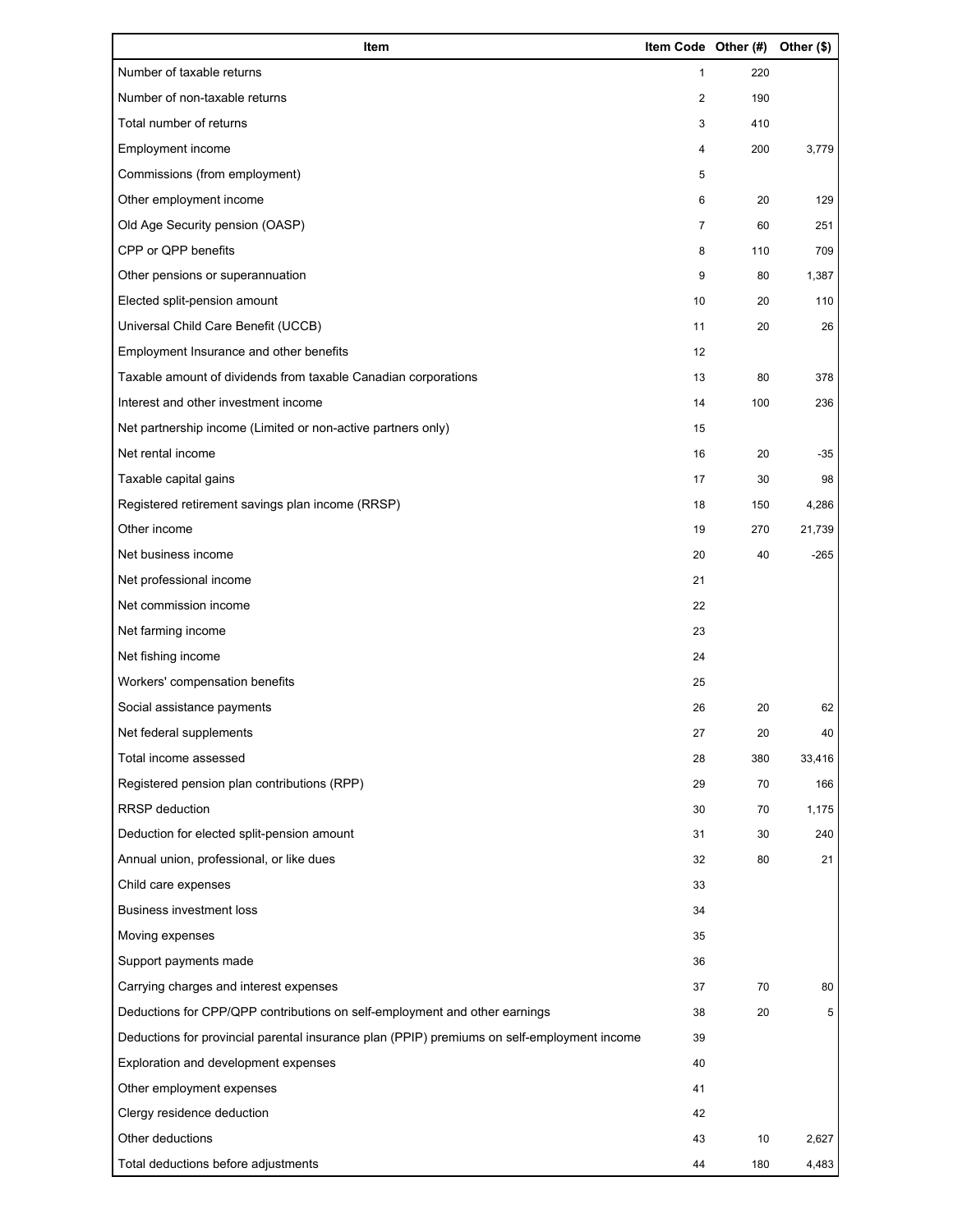| Item | Item Code | Other (#) | Other ($) |
|---|---|---|---|
| Number of taxable returns | 1 | 220 | |
| Number of non-taxable returns | 2 | 190 | |
| Total number of returns | 3 | 410 | |
| Employment income | 4 | 200 | 3,779 |
| Commissions (from employment) | 5 | | |
| Other employment income | 6 | 20 | 129 |
| Old Age Security pension (OASP) | 7 | 60 | 251 |
| CPP or QPP benefits | 8 | 110 | 709 |
| Other pensions or superannuation | 9 | 80 | 1,387 |
| Elected split-pension amount | 10 | 20 | 110 |
| Universal Child Care Benefit (UCCB) | 11 | 20 | 26 |
| Employment Insurance and other benefits | 12 | | |
| Taxable amount of dividends from taxable Canadian corporations | 13 | 80 | 378 |
| Interest and other investment income | 14 | 100 | 236 |
| Net partnership income (Limited or non-active partners only) | 15 | | |
| Net rental income | 16 | 20 | -35 |
| Taxable capital gains | 17 | 30 | 98 |
| Registered retirement savings plan income (RRSP) | 18 | 150 | 4,286 |
| Other income | 19 | 270 | 21,739 |
| Net business income | 20 | 40 | -265 |
| Net professional income | 21 | | |
| Net commission income | 22 | | |
| Net farming income | 23 | | |
| Net fishing income | 24 | | |
| Workers' compensation benefits | 25 | | |
| Social assistance payments | 26 | 20 | 62 |
| Net federal supplements | 27 | 20 | 40 |
| Total income assessed | 28 | 380 | 33,416 |
| Registered pension plan contributions (RPP) | 29 | 70 | 166 |
| RRSP deduction | 30 | 70 | 1,175 |
| Deduction for elected split-pension amount | 31 | 30 | 240 |
| Annual union, professional, or like dues | 32 | 80 | 21 |
| Child care expenses | 33 | | |
| Business investment loss | 34 | | |
| Moving expenses | 35 | | |
| Support payments made | 36 | | |
| Carrying charges and interest expenses | 37 | 70 | 80 |
| Deductions for CPP/QPP contributions on self-employment and other earnings | 38 | 20 | 5 |
| Deductions for provincial parental insurance plan (PPIP) premiums on self-employment income | 39 | | |
| Exploration and development expenses | 40 | | |
| Other employment expenses | 41 | | |
| Clergy residence deduction | 42 | | |
| Other deductions | 43 | 10 | 2,627 |
| Total deductions before adjustments | 44 | 180 | 4,483 |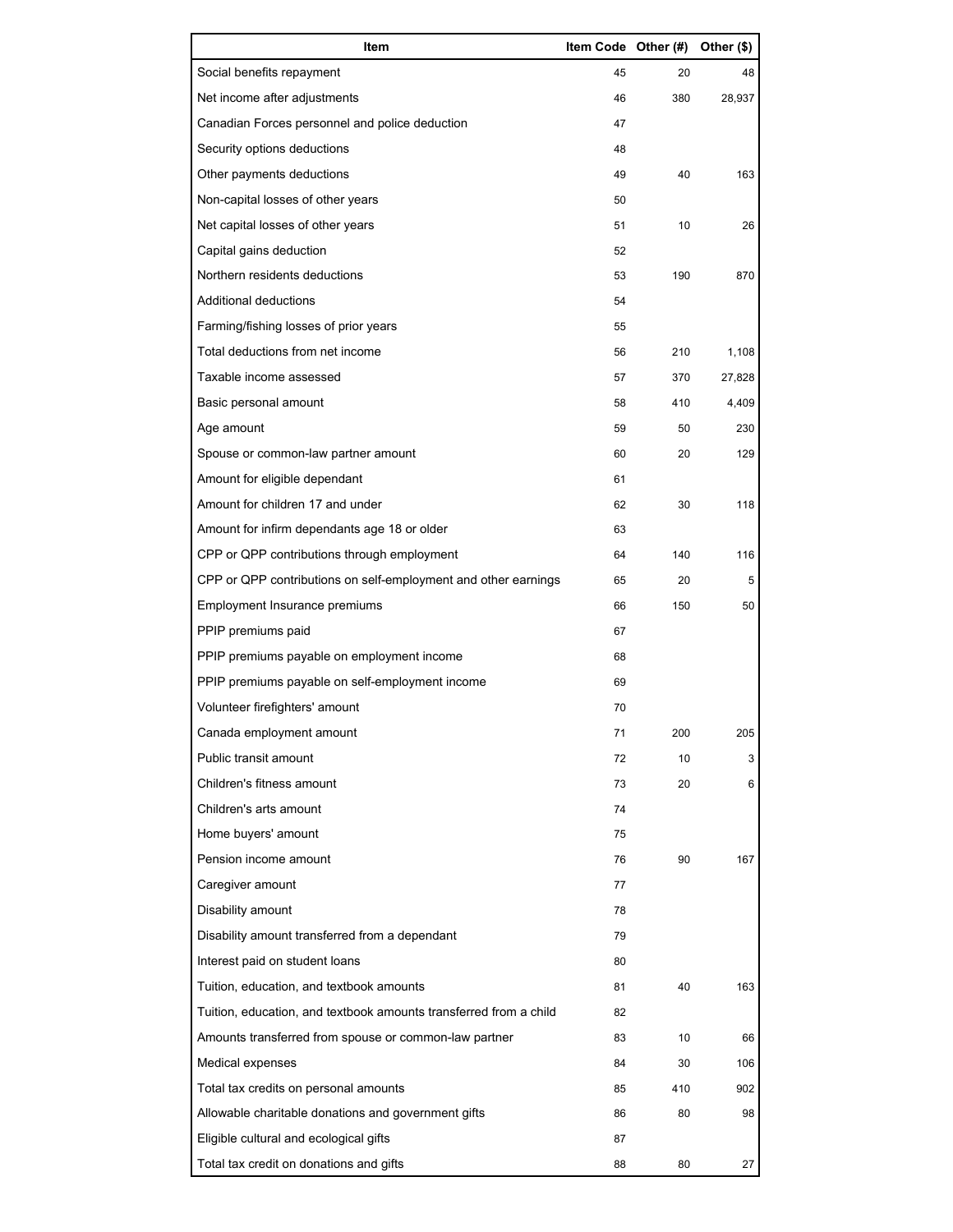| Item | Item Code | Other (#) | Other ($) |
| --- | --- | --- | --- |
| Social benefits repayment | 45 | 20 | 48 |
| Net income after adjustments | 46 | 380 | 28,937 |
| Canadian Forces personnel and police deduction | 47 | | |
| Security options deductions | 48 | | |
| Other payments deductions | 49 | 40 | 163 |
| Non-capital losses of other years | 50 | | |
| Net capital losses of other years | 51 | 10 | 26 |
| Capital gains deduction | 52 | | |
| Northern residents deductions | 53 | 190 | 870 |
| Additional deductions | 54 | | |
| Farming/fishing losses of prior years | 55 | | |
| Total deductions from net income | 56 | 210 | 1,108 |
| Taxable income assessed | 57 | 370 | 27,828 |
| Basic personal amount | 58 | 410 | 4,409 |
| Age amount | 59 | 50 | 230 |
| Spouse or common-law partner amount | 60 | 20 | 129 |
| Amount for eligible dependant | 61 | | |
| Amount for children 17 and under | 62 | 30 | 118 |
| Amount for infirm dependants age 18 or older | 63 | | |
| CPP or QPP contributions through employment | 64 | 140 | 116 |
| CPP or QPP contributions on self-employment and other earnings | 65 | 20 | 5 |
| Employment Insurance premiums | 66 | 150 | 50 |
| PPIP premiums paid | 67 | | |
| PPIP premiums payable on employment income | 68 | | |
| PPIP premiums payable on self-employment income | 69 | | |
| Volunteer firefighters' amount | 70 | | |
| Canada employment amount | 71 | 200 | 205 |
| Public transit amount | 72 | 10 | 3 |
| Children's fitness amount | 73 | 20 | 6 |
| Children's arts amount | 74 | | |
| Home buyers' amount | 75 | | |
| Pension income amount | 76 | 90 | 167 |
| Caregiver amount | 77 | | |
| Disability amount | 78 | | |
| Disability amount transferred from a dependant | 79 | | |
| Interest paid on student loans | 80 | | |
| Tuition, education, and textbook amounts | 81 | 40 | 163 |
| Tuition, education, and textbook amounts transferred from a child | 82 | | |
| Amounts transferred from spouse or common-law partner | 83 | 10 | 66 |
| Medical expenses | 84 | 30 | 106 |
| Total tax credits on personal amounts | 85 | 410 | 902 |
| Allowable charitable donations and government gifts | 86 | 80 | 98 |
| Eligible cultural and ecological gifts | 87 | | |
| Total tax credit on donations and gifts | 88 | 80 | 27 |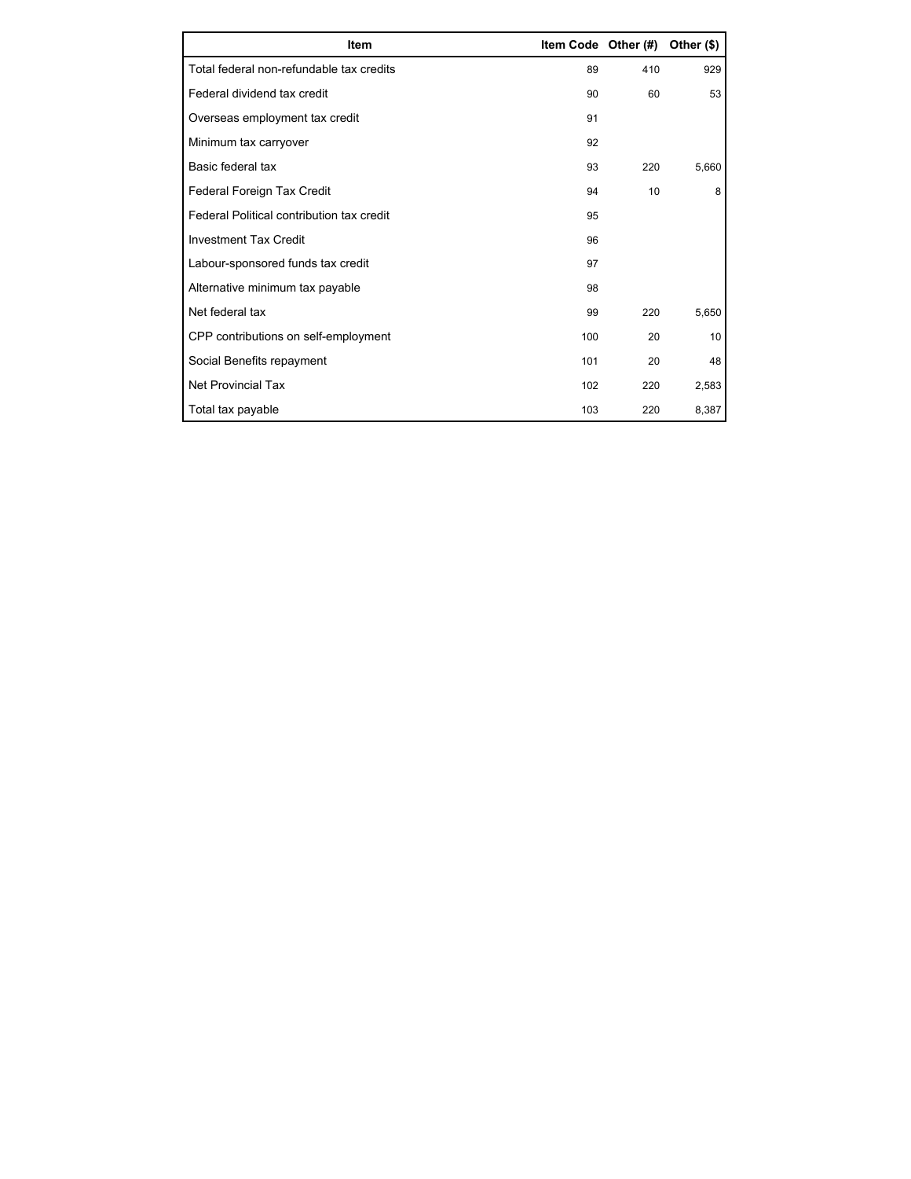| Item | Item Code | Other (#) | Other ($) |
| --- | --- | --- | --- |
| Total federal non-refundable tax credits | 89 | 410 | 929 |
| Federal dividend tax credit | 90 | 60 | 53 |
| Overseas employment tax credit | 91 | | |
| Minimum tax carryover | 92 | | |
| Basic federal tax | 93 | 220 | 5,660 |
| Federal Foreign Tax Credit | 94 | 10 | 8 |
| Federal Political contribution tax credit | 95 | | |
| Investment Tax Credit | 96 | | |
| Labour-sponsored funds tax credit | 97 | | |
| Alternative minimum tax payable | 98 | | |
| Net federal tax | 99 | 220 | 5,650 |
| CPP contributions on self-employment | 100 | 20 | 10 |
| Social Benefits repayment | 101 | 20 | 48 |
| Net Provincial Tax | 102 | 220 | 2,583 |
| Total tax payable | 103 | 220 | 8,387 |